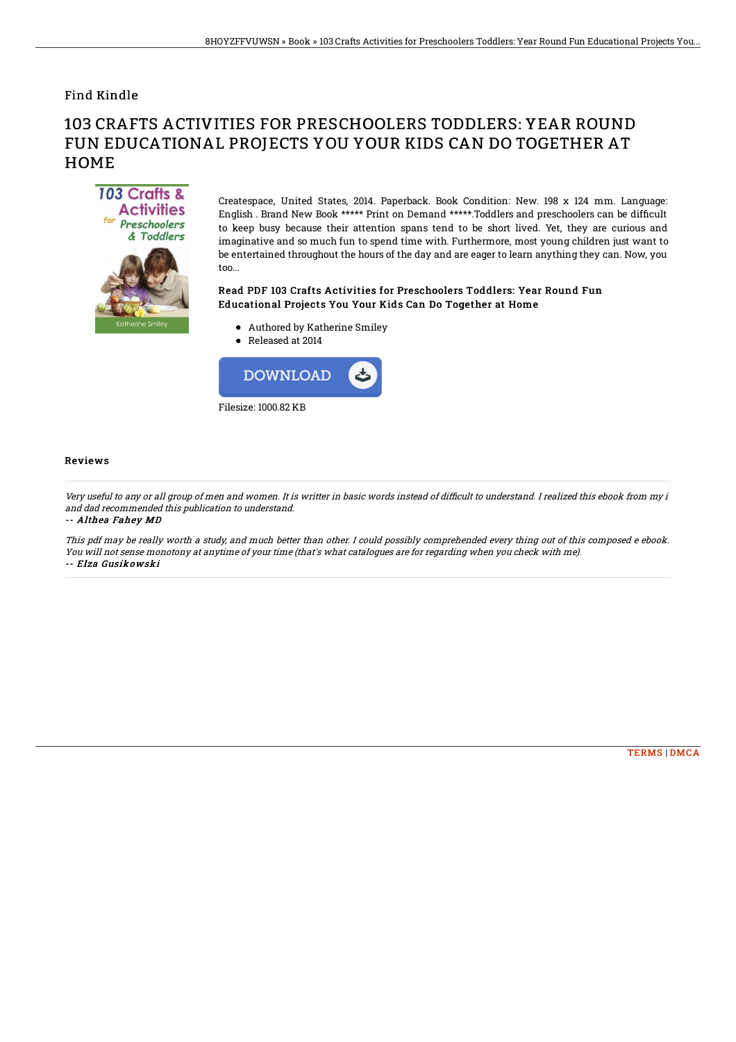Find Kindle

# 103 CRAFTS ACTIVITIES FOR PRESCHOOLERS TODDLERS: YEAR ROUND FUN EDUCATIONAL PROJECTS YOU YOUR KIDS CAN DO TOGETHER AT HOME

Createspace, United States, 2014. Paperback. Book Condition: New. 198 x 124 mm. Language: English . Brand New Book ***** Print on Demand *****.Toddlers and preschoolers can be difficult to keep busy because their attention spans tend to be short lived. Yet, they are curious and imaginative and so much fun to spend time with. Furthermore, most young children just want to be entertained throughout the hours of the day and are eager to learn anything they can. Now, you too...

### Read PDF 103 Crafts Activities for Preschoolers Toddlers: Year Round Fun Educational Projects You Your Kids Can Do Together at Home

- Authored by Katherine Smiley
- Released at 2014

DOWNLOAD

Filesize: 1000.82 KB

## Reviews

*Very useful to any or all group of men and women. It is writter in basic words instead of difficult to understand. I realized this ebook from my i and dad recommended this publication to understand.*

*-- Althea Fahey MD*

*This pdf may be really worth a study, and much better than other. I could possibly comprehended every thing out of this composed e ebook. You will not sense monotony at anytime of your time (that's what catalogues are for regarding when you check with me).*

*-- Elza Gusikowski*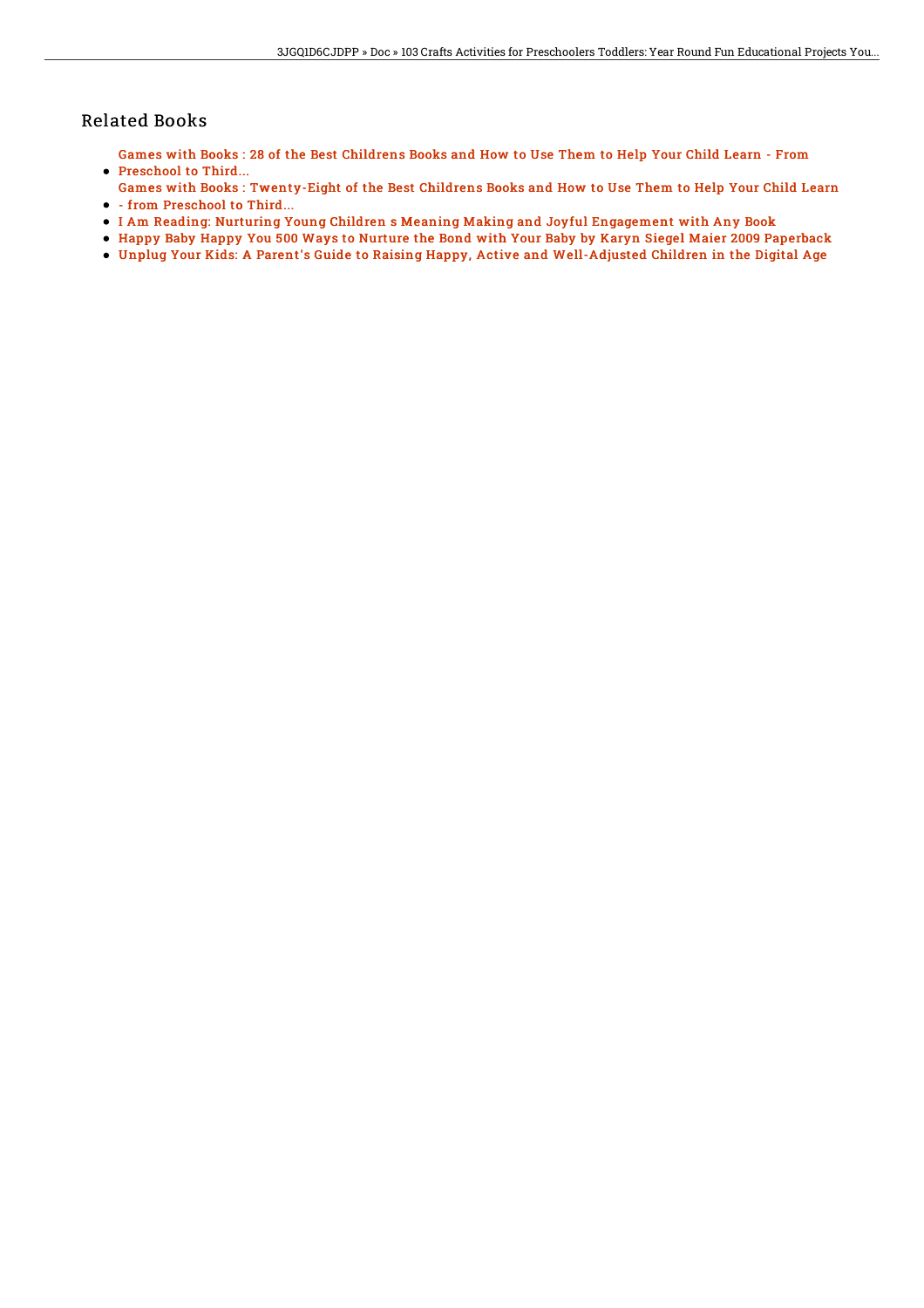## Related Books

- Games with Books : 28 of the Best Childrens Books and How to Use Them to Help Your Child Learn - From Preschool to Third...
- Games with Books : Twenty-Eight of the Best Childrens Books and How to Use Them to Help Your Child Learn - from Preschool to Third...
- I Am Reading: Nurturing Young Children s Meaning Making and Joyful Engagement with Any Book
- Happy Baby Happy You 500 Ways to Nurture the Bond with Your Baby by Karyn Siegel Maier 2009 Paperback
- Unplug Your Kids: A Parent's Guide to Raising Happy, Active and Well-Adjusted Children in the Digital Age